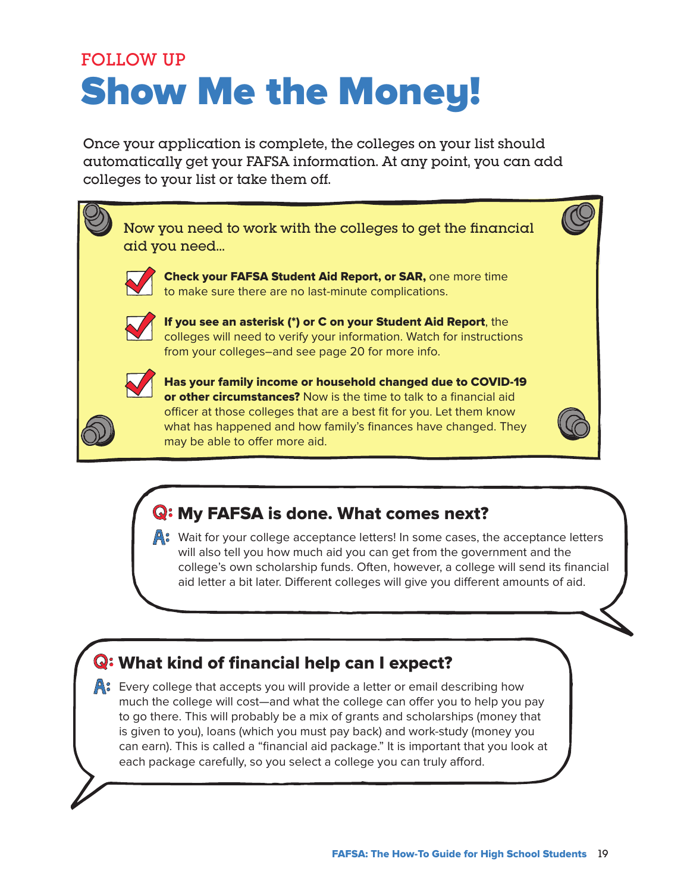FOLLOW UP

# Show Me the Money!

Once your application is complete, the colleges on your list should automatically get your FAFSA information. At any point, you can add colleges to your list or take them off.

Now you need to work with the colleges to get the financial aid you need...

- **Check your FAFSA Student Aid Report, or SAR,** one more time to make sure there are no last-minute complications.
- **If you see an asterisk (*) or C on your Student Aid Report**, the colleges will need to verify your information. Watch for instructions from your colleges–and see page 20 for more info.
- **Has your family income or household changed due to COVID-19 or other circumstances?** Now is the time to talk to a financial aid officer at those colleges that are a best fit for you. Let them know what has happened and how family's finances have changed. They may be able to offer more aid.

## Q: My FAFSA is done. What comes next?

**A:** Wait for your college acceptance letters! In some cases, the acceptance letters will also tell you how much aid you can get from the government and the college's own scholarship funds. Often, however, a college will send its financial aid letter a bit later. Different colleges will give you different amounts of aid.

## Q: What kind of financial help can I expect?

**A:** Every college that accepts you will provide a letter or email describing how much the college will cost—and what the college can offer you to help you pay to go there. This will probably be a mix of grants and scholarships (money that is given to you), loans (which you must pay back) and work-study (money you can earn). This is called a "financial aid package." It is important that you look at each package carefully, so you select a college you can truly afford.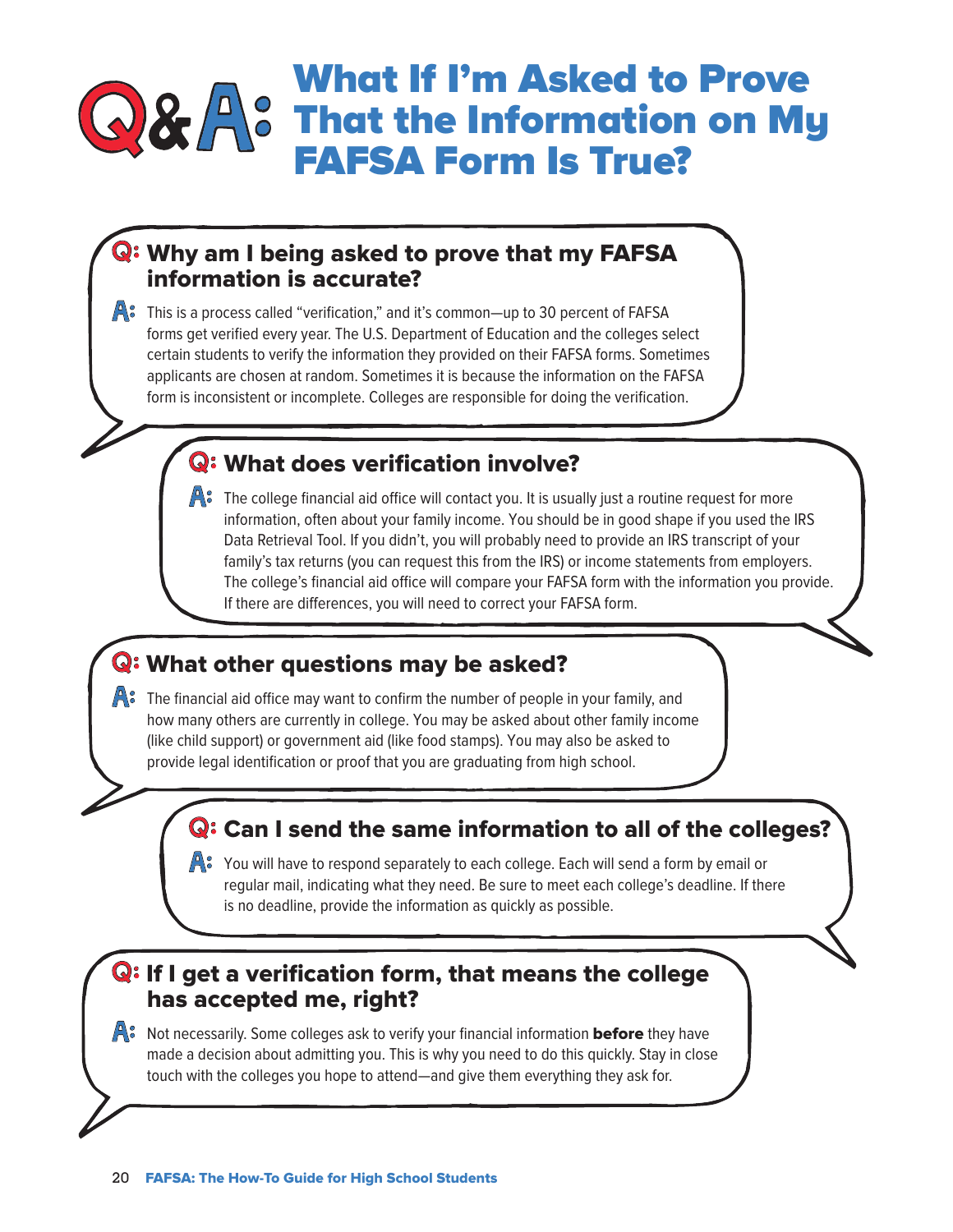# Q&A: What If I'm Asked to Prove That the Information on My FAFSA Form Is True?

**Q: Why am I being asked to prove that my FAFSA information is accurate?**

**A:** This is a process called "verification," and it's common—up to 30 percent of FAFSA forms get verified every year. The U.S. Department of Education and the colleges select certain students to verify the information they provided on their FAFSA forms. Sometimes applicants are chosen at random. Sometimes it is because the information on the FAFSA form is inconsistent or incomplete. Colleges are responsible for doing the verification.

**Q: What does verification involve?**

**A:** The college financial aid office will contact you. It is usually just a routine request for more information, often about your family income. You should be in good shape if you used the IRS Data Retrieval Tool. If you didn't, you will probably need to provide an IRS transcript of your family's tax returns (you can request this from the IRS) or income statements from employers. The college's financial aid office will compare your FAFSA form with the information you provide. If there are differences, you will need to correct your FAFSA form.

**Q: What other questions may be asked?**

**A:** The financial aid office may want to confirm the number of people in your family, and how many others are currently in college. You may be asked about other family income (like child support) or government aid (like food stamps). You may also be asked to provide legal identification or proof that you are graduating from high school.

**Q: Can I send the same information to all of the colleges?**

**A:** You will have to respond separately to each college. Each will send a form by email or regular mail, indicating what they need. Be sure to meet each college's deadline. If there is no deadline, provide the information as quickly as possible.

**Q: If I get a verification form, that means the college has accepted me, right?**

**A:** Not necessarily. Some colleges ask to verify your financial information **before** they have made a decision about admitting you. This is why you need to do this quickly. Stay in close touch with the colleges you hope to attend—and give them everything they ask for.